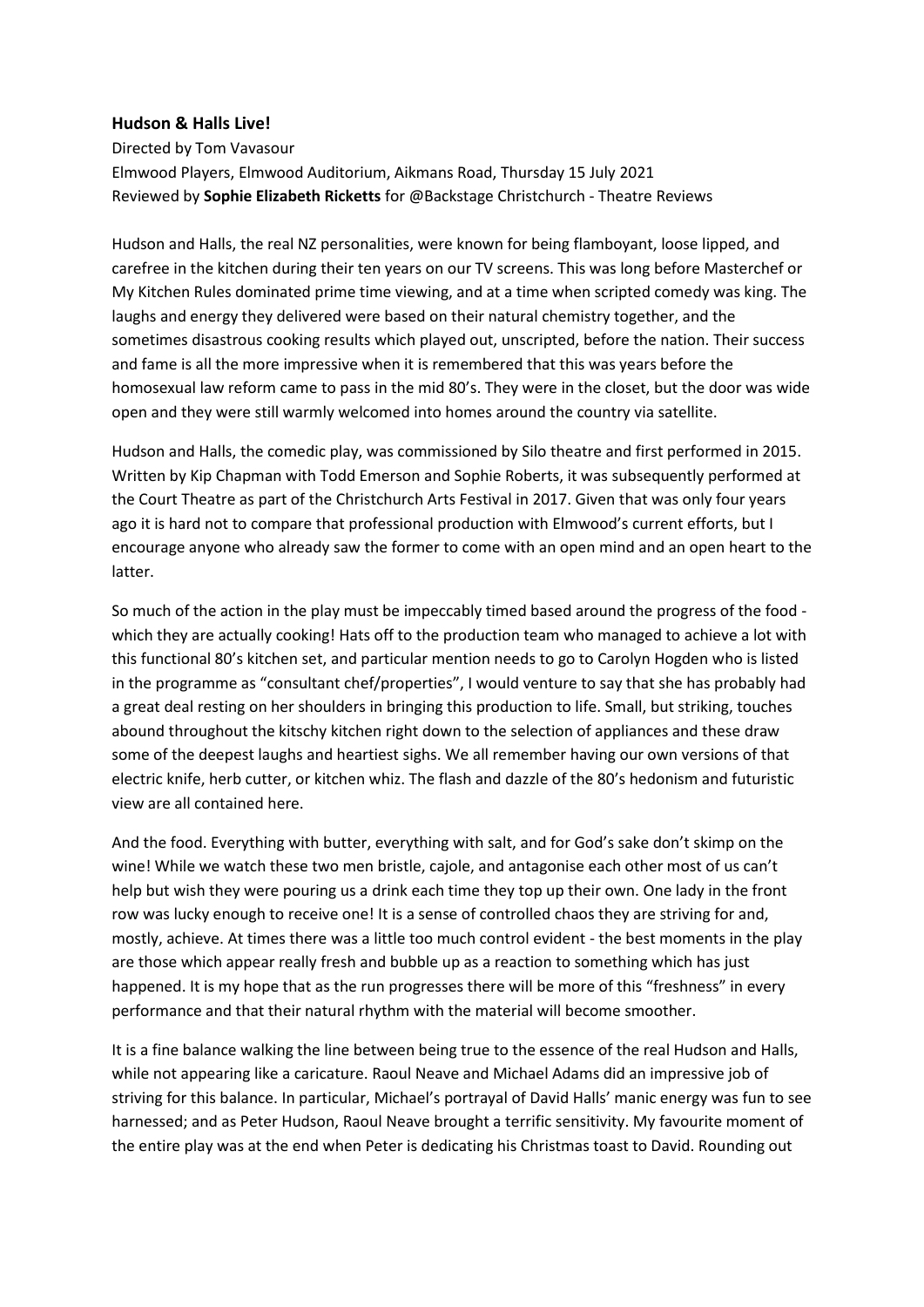**Hudson & Halls Live!**

Directed by Tom Vavasour
Elmwood Players, Elmwood Auditorium, Aikmans Road, Thursday 15 July 2021
Reviewed by **Sophie Elizabeth Ricketts** for @Backstage Christchurch - Theatre Reviews

Hudson and Halls, the real NZ personalities, were known for being flamboyant, loose lipped, and carefree in the kitchen during their ten years on our TV screens. This was long before Masterchef or My Kitchen Rules dominated prime time viewing, and at a time when scripted comedy was king. The laughs and energy they delivered were based on their natural chemistry together, and the sometimes disastrous cooking results which played out, unscripted, before the nation. Their success and fame is all the more impressive when it is remembered that this was years before the homosexual law reform came to pass in the mid 80's. They were in the closet, but the door was wide open and they were still warmly welcomed into homes around the country via satellite.

Hudson and Halls, the comedic play, was commissioned by Silo theatre and first performed in 2015. Written by Kip Chapman with Todd Emerson and Sophie Roberts, it was subsequently performed at the Court Theatre as part of the Christchurch Arts Festival in 2017. Given that was only four years ago it is hard not to compare that professional production with Elmwood's current efforts, but I encourage anyone who already saw the former to come with an open mind and an open heart to the latter.

So much of the action in the play must be impeccably timed based around the progress of the food - which they are actually cooking! Hats off to the production team who managed to achieve a lot with this functional 80's kitchen set, and particular mention needs to go to Carolyn Hogden who is listed in the programme as "consultant chef/properties", I would venture to say that she has probably had a great deal resting on her shoulders in bringing this production to life. Small, but striking, touches abound throughout the kitschy kitchen right down to the selection of appliances and these draw some of the deepest laughs and heartiest sighs. We all remember having our own versions of that electric knife, herb cutter, or kitchen whiz. The flash and dazzle of the 80's hedonism and futuristic view are all contained here.

And the food. Everything with butter, everything with salt, and for God's sake don't skimp on the wine! While we watch these two men bristle, cajole, and antagonise each other most of us can't help but wish they were pouring us a drink each time they top up their own. One lady in the front row was lucky enough to receive one! It is a sense of controlled chaos they are striving for and, mostly, achieve. At times there was a little too much control evident - the best moments in the play are those which appear really fresh and bubble up as a reaction to something which has just happened. It is my hope that as the run progresses there will be more of this "freshness" in every performance and that their natural rhythm with the material will become smoother.

It is a fine balance walking the line between being true to the essence of the real Hudson and Halls, while not appearing like a caricature. Raoul Neave and Michael Adams did an impressive job of striving for this balance. In particular, Michael's portrayal of David Halls' manic energy was fun to see harnessed; and as Peter Hudson, Raoul Neave brought a terrific sensitivity. My favourite moment of the entire play was at the end when Peter is dedicating his Christmas toast to David. Rounding out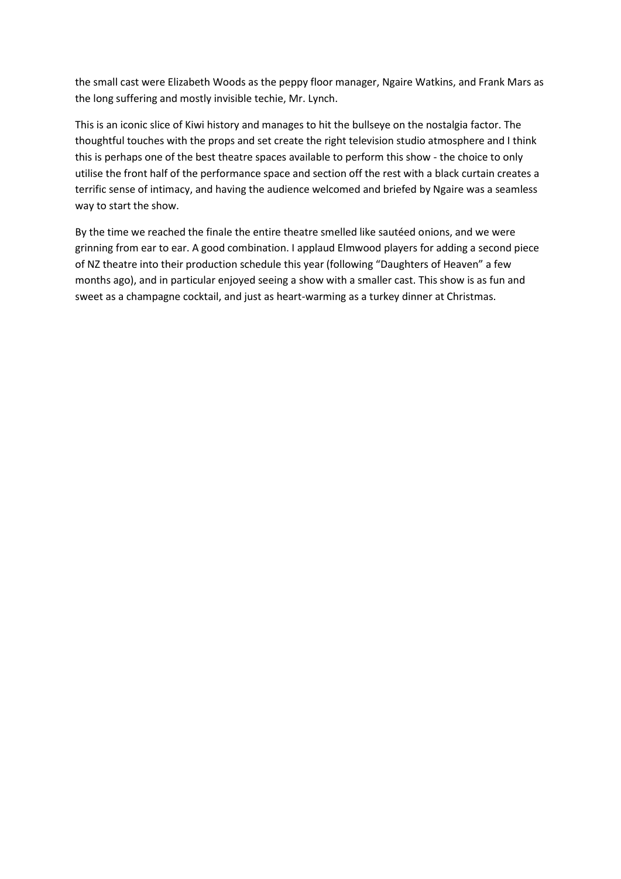the small cast were Elizabeth Woods as the peppy floor manager, Ngaire Watkins, and Frank Mars as the long suffering and mostly invisible techie, Mr. Lynch.

This is an iconic slice of Kiwi history and manages to hit the bullseye on the nostalgia factor. The thoughtful touches with the props and set create the right television studio atmosphere and I think this is perhaps one of the best theatre spaces available to perform this show - the choice to only utilise the front half of the performance space and section off the rest with a black curtain creates a terrific sense of intimacy, and having the audience welcomed and briefed by Ngaire was a seamless way to start the show.

By the time we reached the finale the entire theatre smelled like sautéed onions, and we were grinning from ear to ear. A good combination. I applaud Elmwood players for adding a second piece of NZ theatre into their production schedule this year (following “Daughters of Heaven” a few months ago), and in particular enjoyed seeing a show with a smaller cast. This show is as fun and sweet as a champagne cocktail, and just as heart-warming as a turkey dinner at Christmas.